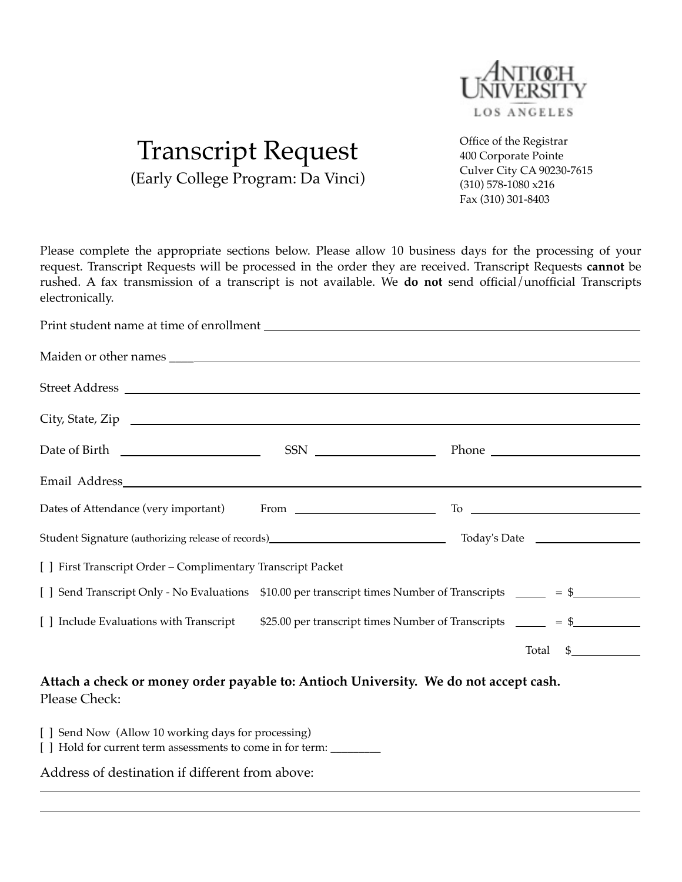Antioch University
Los Angeles

# Transcript Request

(Early College Program: Da Vinci)

Office of the Registrar
400 Corporate Pointe
Culver City CA 90230-7615
(310) 578-1080 x216
Fax (310) 301-8403

Please complete the appropriate sections below. Please allow 10 business days for the processing of your request. Transcript Requests will be processed in the order they are received. Transcript Requests **cannot** be rushed. A fax transmission of a transcript is not available. We **do not** send official/unofficial Transcripts electronically.

Print student name at time of enrollment ____________________

Maiden or other names ____________________

Street Address ____________________

City, State, Zip ____________________

Date of Birth ____________ SSN ____________ Phone ____________

Email Address ____________________

Dates of Attendance (very important) From ____________ To ____________

Student Signature (authorizing release of records) ____________ Today's Date ____________

[ ] First Transcript Order – Complimentary Transcript Packet

[ ] Send Transcript Only - No Evaluations $10.00 per transcript times Number of Transcripts _____ = $________

[ ] Include Evaluations with Transcript $25.00 per transcript times Number of Transcripts _____ = $________

Total $________

**Attach a check or money order payable to: Antioch University. We do not accept cash.**
Please Check:

[ ] Send Now (Allow 10 working days for processing)
[ ] Hold for current term assessments to come in for term: ________

Address of destination if different from above:

____________________

____________________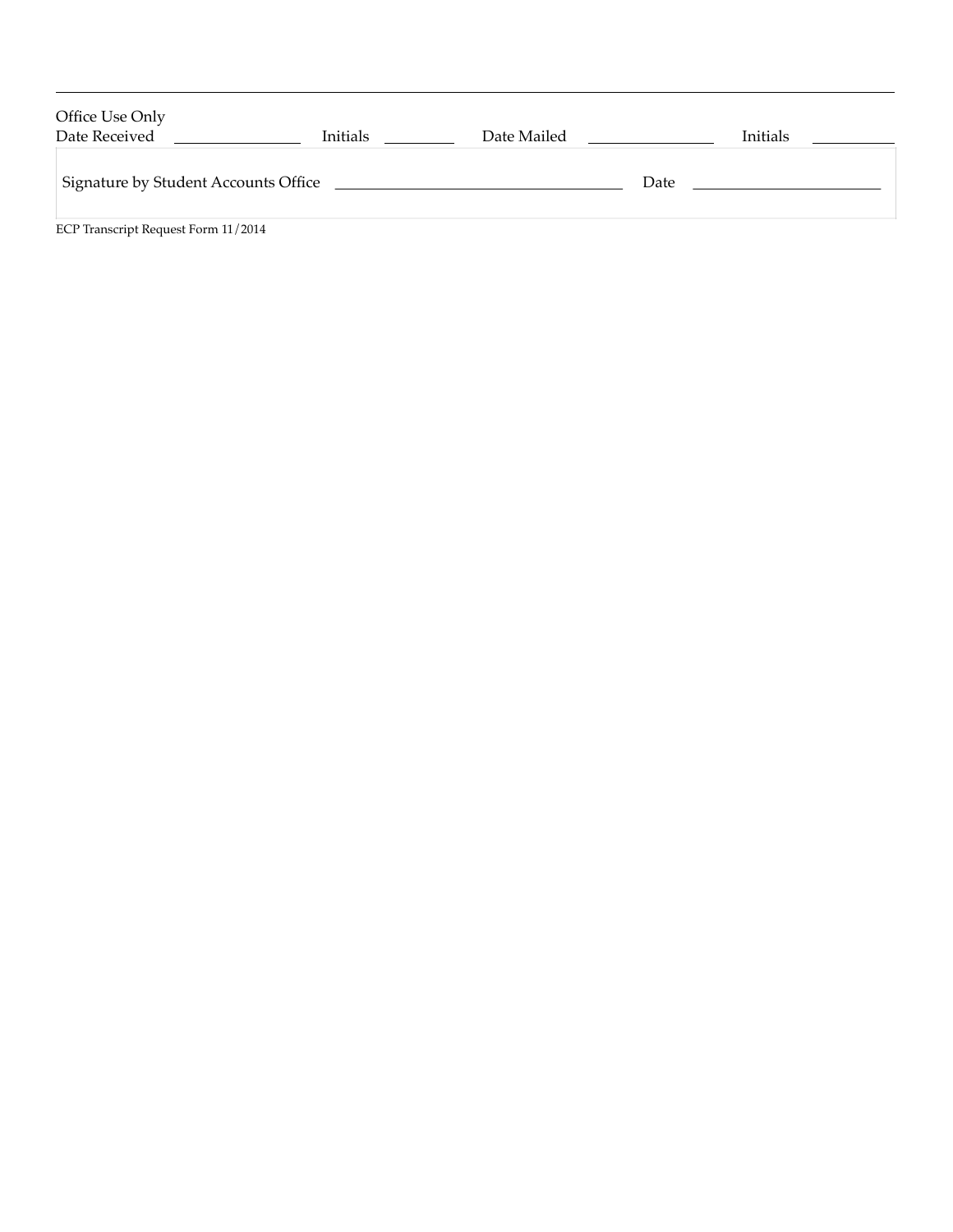---

Office Use Only

Date Received \_\_\_\_\_\_\_\_\_\_\_\_\_\_ Initials \_\_\_\_\_\_\_\_ Date Mailed \_\_\_\_\_\_\_\_\_\_\_\_\_\_ Initials \_\_\_\_\_\_\_\_

Signature by Student Accounts Office \_\_\_\_\_\_\_\_\_\_\_\_\_\_\_\_\_\_\_\_\_\_\_\_\_\_\_\_\_\_ Date \_\_\_\_\_\_\_\_\_\_\_\_\_\_\_\_\_\_\_\_

ECP Transcript Request Form 11/2014